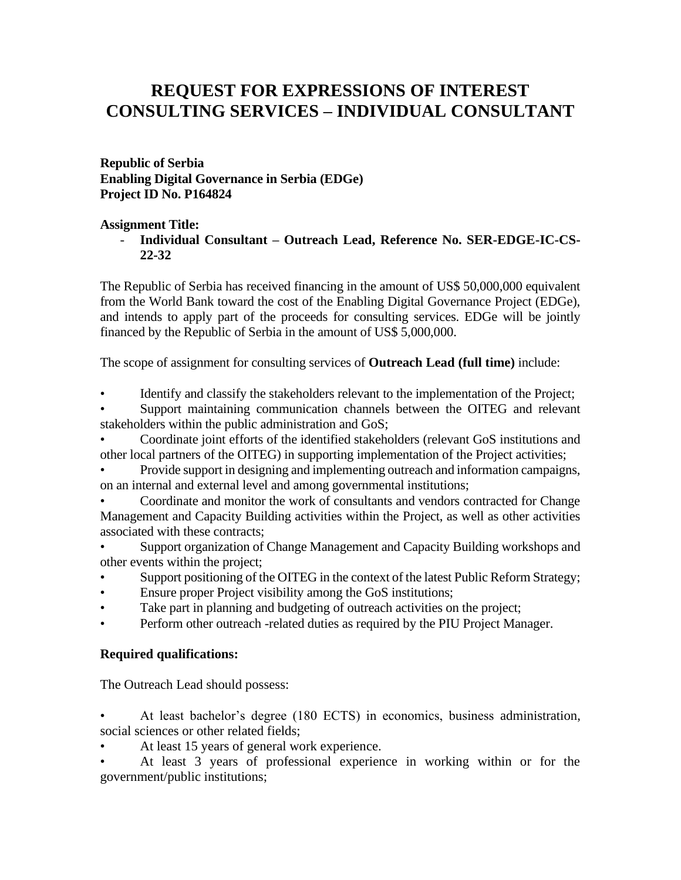# REQUEST FOR EXPRESSIONS OF INTEREST
# CONSULTING SERVICES – INDIVIDUAL CONSULTANT

**Republic of Serbia**
**Enabling Digital Governance in Serbia (EDGe)**
**Project ID No. P164824**

**Assignment Title:**

- **Individual Consultant – Outreach Lead, Reference No. SER-EDGE-IC-CS-22-32**

The Republic of Serbia has received financing in the amount of US$ 50,000,000 equivalent from the World Bank toward the cost of the Enabling Digital Governance Project (EDGe), and intends to apply part of the proceeds for consulting services. EDGe will be jointly financed by the Republic of Serbia in the amount of US$ 5,000,000.

The scope of assignment for consulting services of **Outreach Lead (full time)** include:

- Identify and classify the stakeholders relevant to the implementation of the Project;
- Support maintaining communication channels between the OITEG and relevant stakeholders within the public administration and GoS;
- Coordinate joint efforts of the identified stakeholders (relevant GoS institutions and other local partners of the OITEG) in supporting implementation of the Project activities;
- Provide support in designing and implementing outreach and information campaigns, on an internal and external level and among governmental institutions;
- Coordinate and monitor the work of consultants and vendors contracted for Change Management and Capacity Building activities within the Project, as well as other activities associated with these contracts;
- Support organization of Change Management and Capacity Building workshops and other events within the project;
- Support positioning of the OITEG in the context of the latest Public Reform Strategy;
- Ensure proper Project visibility among the GoS institutions;
- Take part in planning and budgeting of outreach activities on the project;
- Perform other outreach -related duties as required by the PIU Project Manager.

**Required qualifications:**

The Outreach Lead should possess:

- At least bachelor's degree (180 ECTS) in economics, business administration, social sciences or other related fields;
- At least 15 years of general work experience.
- At least 3 years of professional experience in working within or for the government/public institutions;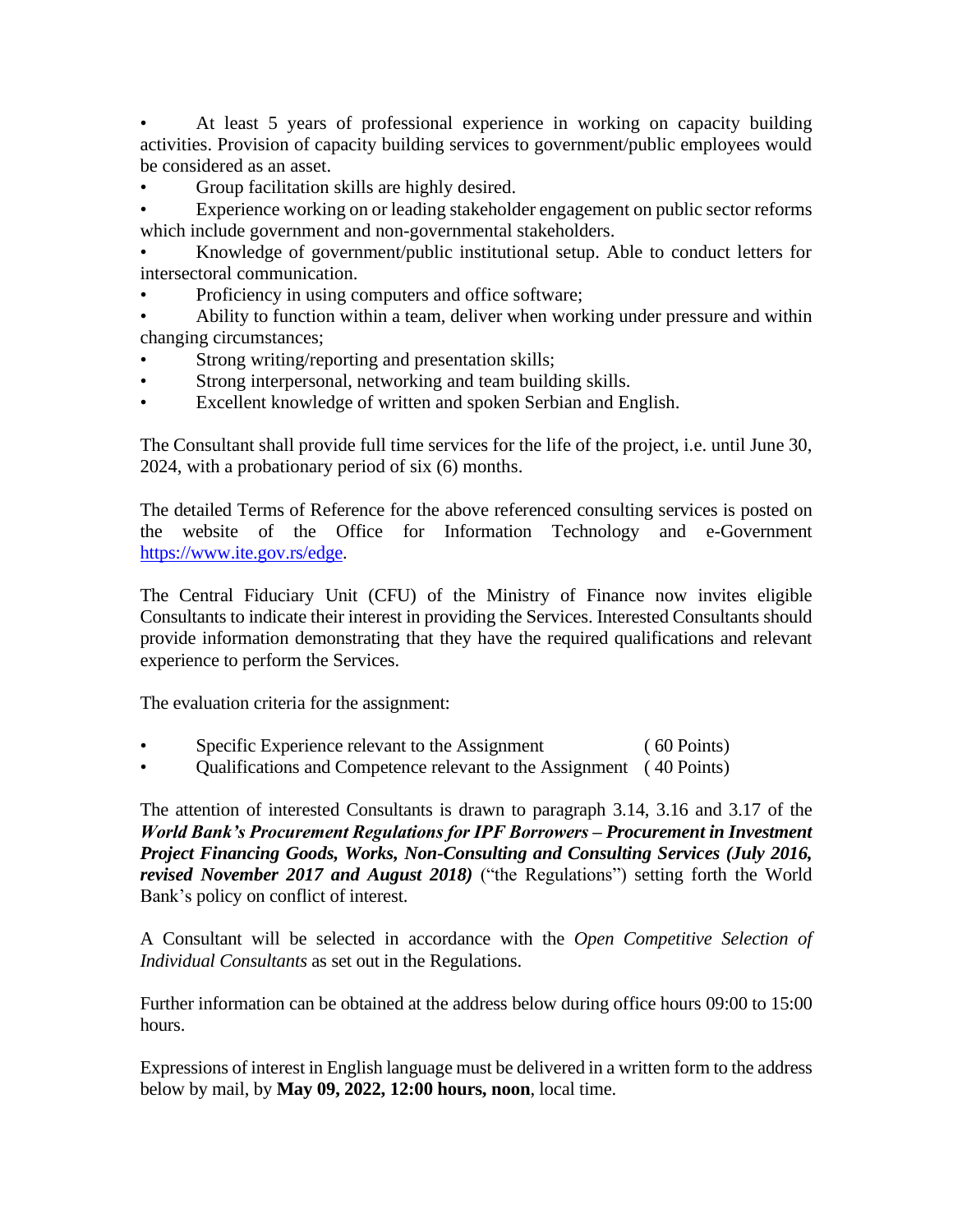- At least 5 years of professional experience in working on capacity building activities. Provision of capacity building services to government/public employees would be considered as an asset.
- Group facilitation skills are highly desired.
- Experience working on or leading stakeholder engagement on public sector reforms which include government and non-governmental stakeholders.
- Knowledge of government/public institutional setup. Able to conduct letters for intersectoral communication.
- Proficiency in using computers and office software;
- Ability to function within a team, deliver when working under pressure and within changing circumstances;
- Strong writing/reporting and presentation skills;
- Strong interpersonal, networking and team building skills.
- Excellent knowledge of written and spoken Serbian and English.

The Consultant shall provide full time services for the life of the project, i.e. until June 30, 2024, with a probationary period of six (6) months.

The detailed Terms of Reference for the above referenced consulting services is posted on the website of the Office for Information Technology and e-Government [https://www.ite.gov.rs/edge](https://www.ite.gov.rs/edge).

The Central Fiduciary Unit (CFU) of the Ministry of Finance now invites eligible Consultants to indicate their interest in providing the Services. Interested Consultants should provide information demonstrating that they have the required qualifications and relevant experience to perform the Services.

The evaluation criteria for the assignment:

- Specific Experience relevant to the Assignment ( 60 Points)
- Qualifications and Competence relevant to the Assignment ( 40 Points)

The attention of interested Consultants is drawn to paragraph 3.14, 3.16 and 3.17 of the ***World Bank's Procurement Regulations for IPF Borrowers – Procurement in Investment Project Financing Goods, Works, Non-Consulting and Consulting Services (July 2016, revised November 2017 and August 2018)*** ("the Regulations") setting forth the World Bank's policy on conflict of interest.

A Consultant will be selected in accordance with the *Open Competitive Selection of Individual Consultants* as set out in the Regulations.

Further information can be obtained at the address below during office hours 09:00 to 15:00 hours.

Expressions of interest in English language must be delivered in a written form to the address below by mail, by **May 09, 2022, 12:00 hours, noon**, local time.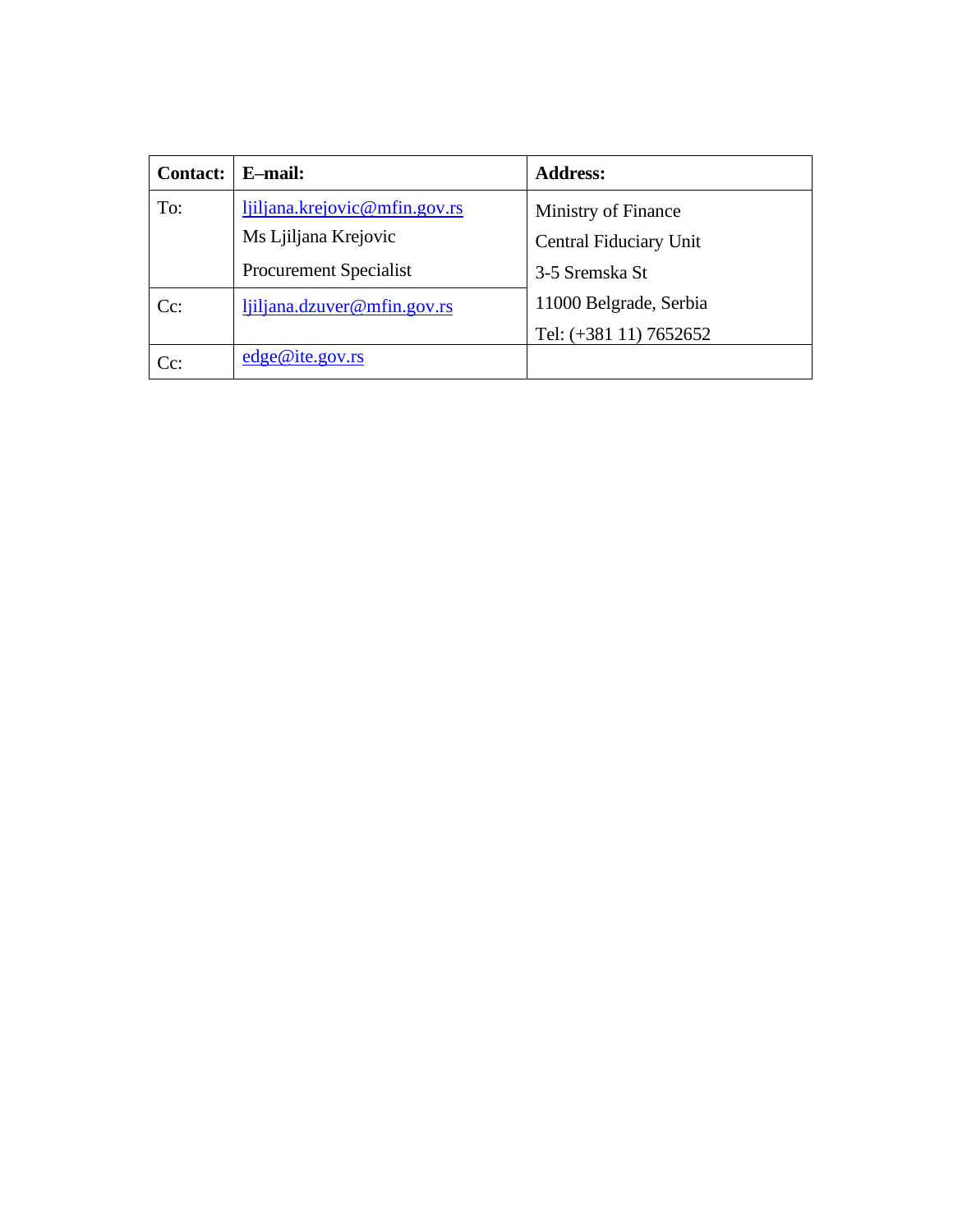| Contact: | E–mail: | Address: |
|---|---|---|
| To: | ljiljana.krejovic@mfin.gov.rs<br>Ms Ljiljana Krejovic<br>Procurement Specialist | Ministry of Finance<br>Central Fiduciary Unit<br>3-5 Sremska St<br>11000 Belgrade, Serbia<br>Tel: (+381 11) 7652652 |
| Cc: | ljiljana.dzuver@mfin.gov.rs | |
| Cc: | edge@ite.gov.rs | |